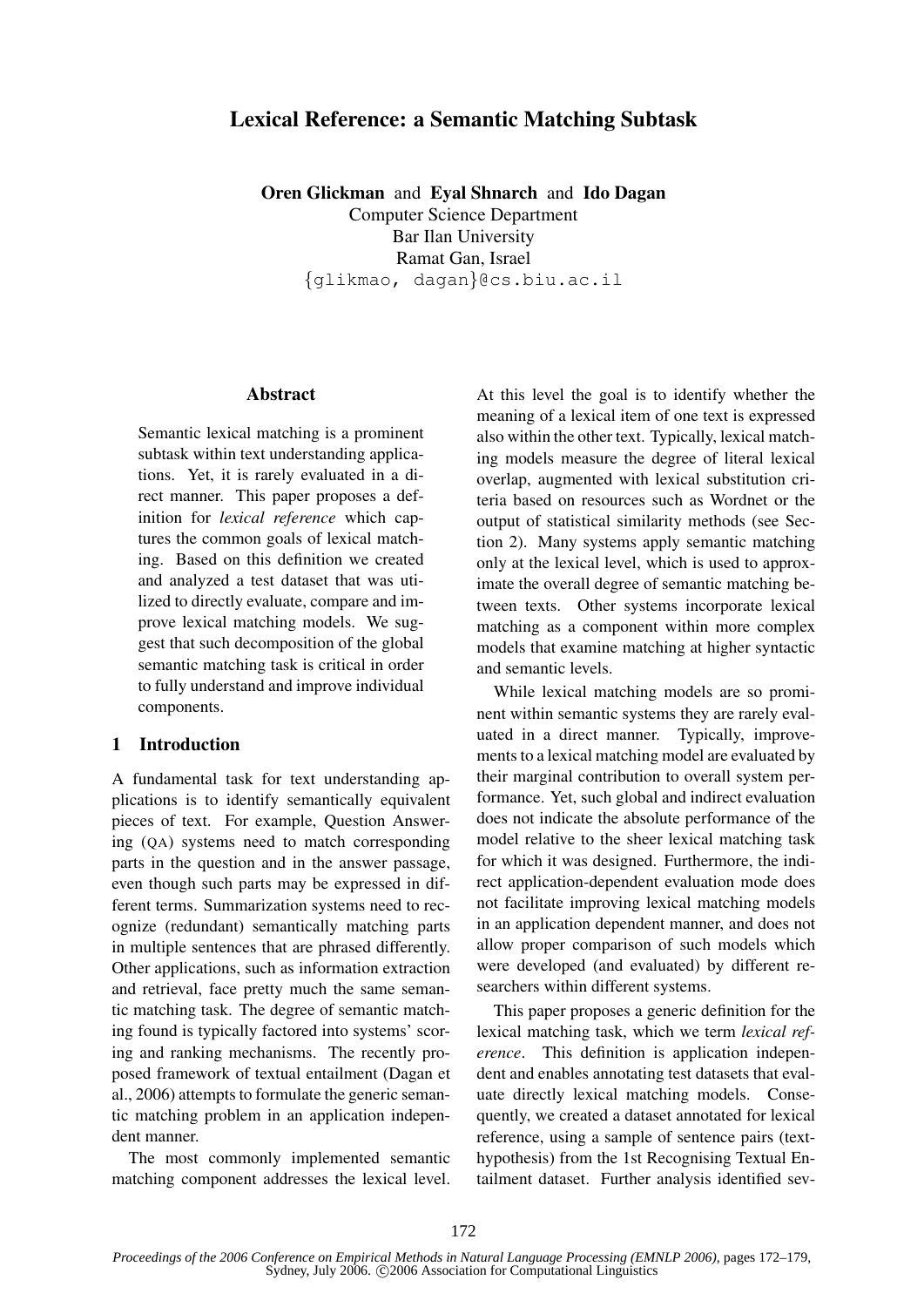# Lexical Reference: a Semantic Matching Subtask

**Oren Glickman** and **Eyal Shnarch** and **Ido Dagan**
Computer Science Department
Bar Ilan University
Ramat Gan, Israel
{glikmao, dagan}@cs.biu.ac.il

## Abstract

Semantic lexical matching is a prominent subtask within text understanding applications. Yet, it is rarely evaluated in a direct manner. This paper proposes a definition for *lexical reference* which captures the common goals of lexical matching. Based on this definition we created and analyzed a test dataset that was utilized to directly evaluate, compare and improve lexical matching models. We suggest that such decomposition of the global semantic matching task is critical in order to fully understand and improve individual components.

## 1 Introduction

A fundamental task for text understanding applications is to identify semantically equivalent pieces of text. For example, Question Answering (QA) systems need to match corresponding parts in the question and in the answer passage, even though such parts may be expressed in different terms. Summarization systems need to recognize (redundant) semantically matching parts in multiple sentences that are phrased differently. Other applications, such as information extraction and retrieval, face pretty much the same semantic matching task. The degree of semantic matching found is typically factored into systems' scoring and ranking mechanisms. The recently proposed framework of textual entailment (Dagan et al., 2006) attempts to formulate the generic semantic matching problem in an application independent manner.

The most commonly implemented semantic matching component addresses the lexical level. At this level the goal is to identify whether the meaning of a lexical item of one text is expressed also within the other text. Typically, lexical matching models measure the degree of literal lexical overlap, augmented with lexical substitution criteria based on resources such as Wordnet or the output of statistical similarity methods (see Section 2). Many systems apply semantic matching only at the lexical level, which is used to approximate the overall degree of semantic matching between texts. Other systems incorporate lexical matching as a component within more complex models that examine matching at higher syntactic and semantic levels.

While lexical matching models are so prominent within semantic systems they are rarely evaluated in a direct manner. Typically, improvements to a lexical matching model are evaluated by their marginal contribution to overall system performance. Yet, such global and indirect evaluation does not indicate the absolute performance of the model relative to the sheer lexical matching task for which it was designed. Furthermore, the indirect application-dependent evaluation mode does not facilitate improving lexical matching models in an application dependent manner, and does not allow proper comparison of such models which were developed (and evaluated) by different researchers within different systems.

This paper proposes a generic definition for the lexical matching task, which we term *lexical reference*. This definition is application independent and enables annotating test datasets that evaluate directly lexical matching models. Consequently, we created a dataset annotated for lexical reference, using a sample of sentence pairs (text-hypothesis) from the 1st Recognising Textual Entailment dataset. Further analysis identified sev-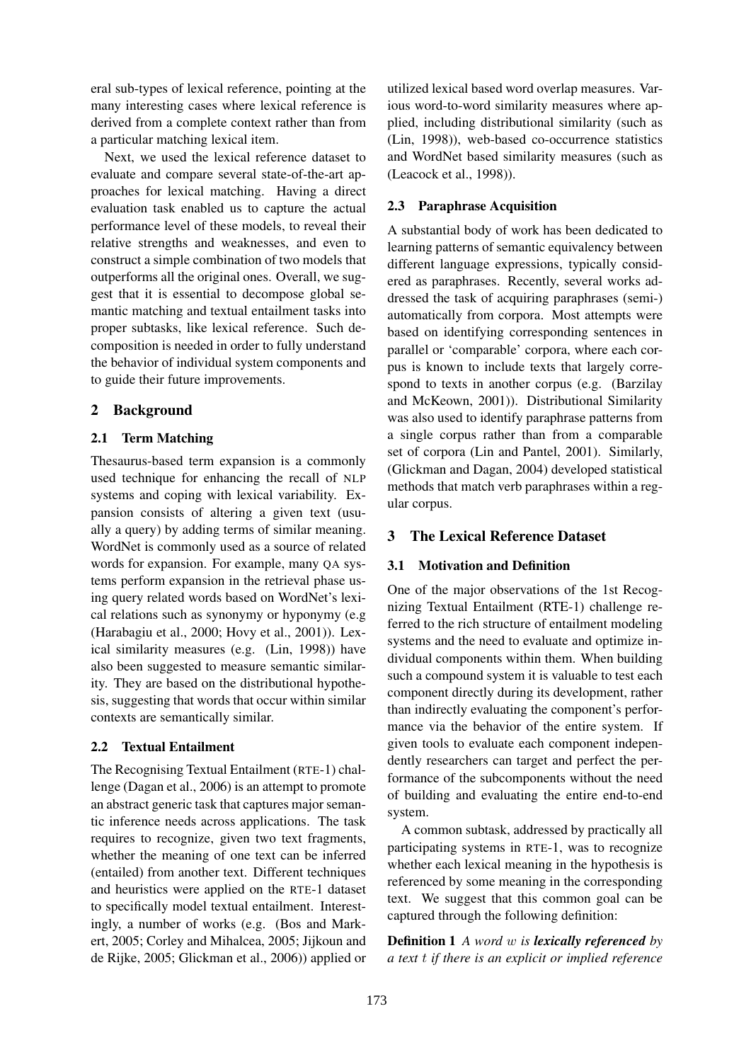eral sub-types of lexical reference, pointing at the many interesting cases where lexical reference is derived from a complete context rather than from a particular matching lexical item.

Next, we used the lexical reference dataset to evaluate and compare several state-of-the-art approaches for lexical matching. Having a direct evaluation task enabled us to capture the actual performance level of these models, to reveal their relative strengths and weaknesses, and even to construct a simple combination of two models that outperforms all the original ones. Overall, we suggest that it is essential to decompose global semantic matching and textual entailment tasks into proper subtasks, like lexical reference. Such decomposition is needed in order to fully understand the behavior of individual system components and to guide their future improvements.

## 2 Background

### 2.1 Term Matching

Thesaurus-based term expansion is a commonly used technique for enhancing the recall of NLP systems and coping with lexical variability. Expansion consists of altering a given text (usually a query) by adding terms of similar meaning. WordNet is commonly used as a source of related words for expansion. For example, many QA systems perform expansion in the retrieval phase using query related words based on WordNet's lexical relations such as synonymy or hyponymy (e.g (Harabagiu et al., 2000; Hovy et al., 2001)). Lexical similarity measures (e.g. (Lin, 1998)) have also been suggested to measure semantic similarity. They are based on the distributional hypothesis, suggesting that words that occur within similar contexts are semantically similar.

### 2.2 Textual Entailment

The Recognising Textual Entailment (RTE-1) challenge (Dagan et al., 2006) is an attempt to promote an abstract generic task that captures major semantic inference needs across applications. The task requires to recognize, given two text fragments, whether the meaning of one text can be inferred (entailed) from another text. Different techniques and heuristics were applied on the RTE-1 dataset to specifically model textual entailment. Interestingly, a number of works (e.g. (Bos and Markert, 2005; Corley and Mihalcea, 2005; Jijkoun and de Rijke, 2005; Glickman et al., 2006)) applied or utilized lexical based word overlap measures. Various word-to-word similarity measures where applied, including distributional similarity (such as (Lin, 1998)), web-based co-occurrence statistics and WordNet based similarity measures (such as (Leacock et al., 1998)).

### 2.3 Paraphrase Acquisition

A substantial body of work has been dedicated to learning patterns of semantic equivalency between different language expressions, typically considered as paraphrases. Recently, several works addressed the task of acquiring paraphrases (semi-) automatically from corpora. Most attempts were based on identifying corresponding sentences in parallel or 'comparable' corpora, where each corpus is known to include texts that largely correspond to texts in another corpus (e.g. (Barzilay and McKeown, 2001)). Distributional Similarity was also used to identify paraphrase patterns from a single corpus rather than from a comparable set of corpora (Lin and Pantel, 2001). Similarly, (Glickman and Dagan, 2004) developed statistical methods that match verb paraphrases within a regular corpus.

## 3 The Lexical Reference Dataset

### 3.1 Motivation and Definition

One of the major observations of the 1st Recognizing Textual Entailment (RTE-1) challenge referred to the rich structure of entailment modeling systems and the need to evaluate and optimize individual components within them. When building such a compound system it is valuable to test each component directly during its development, rather than indirectly evaluating the component's performance via the behavior of the entire system. If given tools to evaluate each component independently researchers can target and perfect the performance of the subcomponents without the need of building and evaluating the entire end-to-end system.

A common subtask, addressed by practically all participating systems in RTE-1, was to recognize whether each lexical meaning in the hypothesis is referenced by some meaning in the corresponding text. We suggest that this common goal can be captured through the following definition:

**Definition 1** *A word $w$ is* ***lexically referenced*** *by a text $t$ if there is an explicit or implied reference*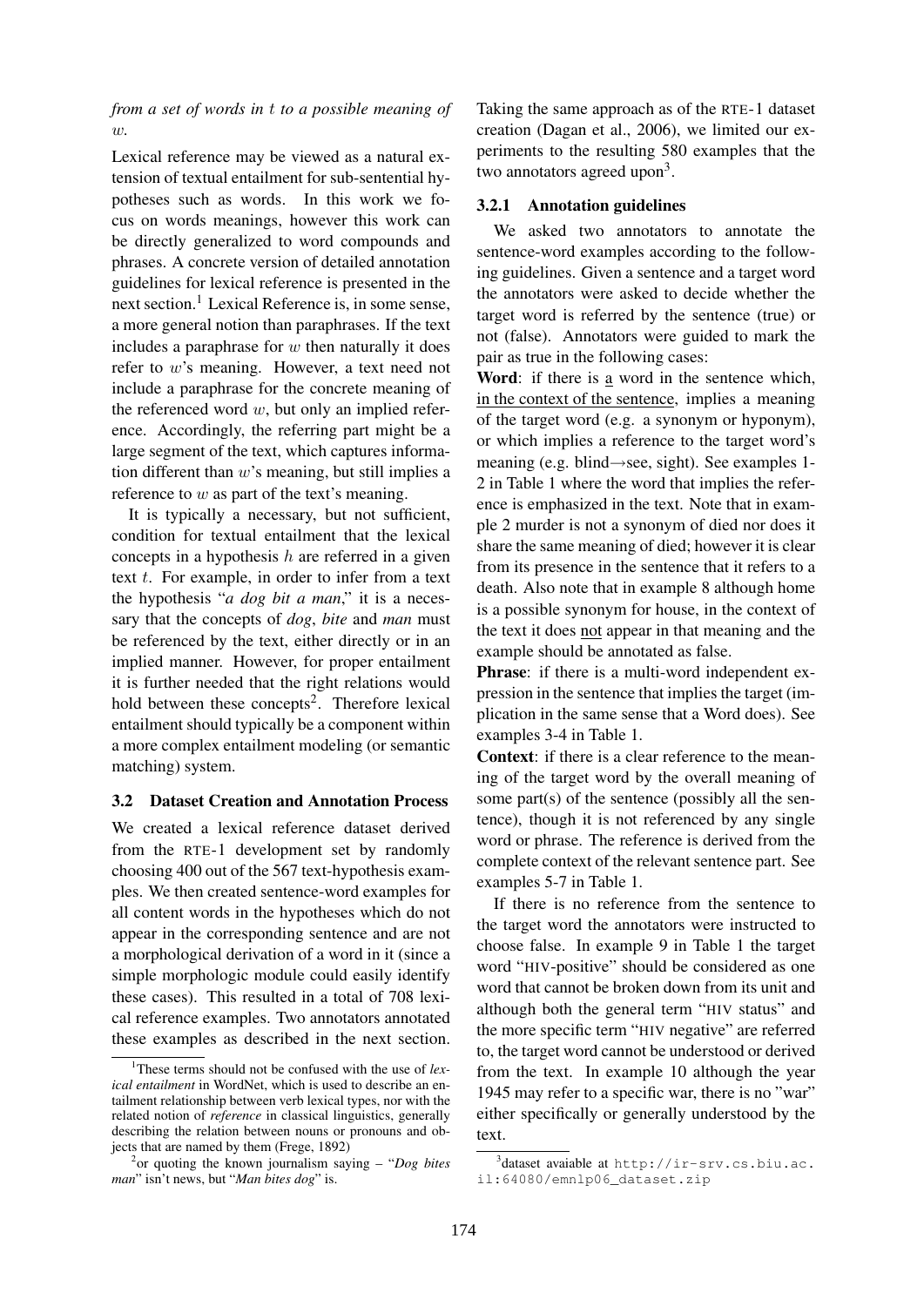*from a set of words in $t$ to a possible meaning of $w$.*

Lexical reference may be viewed as a natural extension of textual entailment for sub-sentential hypotheses such as words. In this work we focus on words meanings, however this work can be directly generalized to word compounds and phrases. A concrete version of detailed annotation guidelines for lexical reference is presented in the next section.[1] Lexical Reference is, in some sense, a more general notion than paraphrases. If the text includes a paraphrase for $w$ then naturally it does refer to $w$'s meaning. However, a text need not include a paraphrase for the concrete meaning of the referenced word $w$, but only an implied reference. Accordingly, the referring part might be a large segment of the text, which captures information different than $w$'s meaning, but still implies a reference to $w$ as part of the text's meaning.

It is typically a necessary, but not sufficient, condition for textual entailment that the lexical concepts in a hypothesis $h$ are referred in a given text $t$. For example, in order to infer from a text the hypothesis "*a dog bit a man*," it is a necessary that the concepts of *dog*, *bite* and *man* must be referenced by the text, either directly or in an implied manner. However, for proper entailment it is further needed that the right relations would hold between these concepts[2]. Therefore lexical entailment should typically be a component within a more complex entailment modeling (or semantic matching) system.

## 3.2 Dataset Creation and Annotation Process

We created a lexical reference dataset derived from the RTE-1 development set by randomly choosing 400 out of the 567 text-hypothesis examples. We then created sentence-word examples for all content words in the hypotheses which do not appear in the corresponding sentence and are not a morphological derivation of a word in it (since a simple morphologic module could easily identify these cases). This resulted in a total of 708 lexical reference examples. Two annotators annotated these examples as described in the next section. Taking the same approach as of the RTE-1 dataset creation (Dagan et al., 2006), we limited our experiments to the resulting 580 examples that the two annotators agreed upon[3].

### 3.2.1 Annotation guidelines

We asked two annotators to annotate the sentence-word examples according to the following guidelines. Given a sentence and a target word the annotators were asked to decide whether the target word is referred by the sentence (true) or not (false). Annotators were guided to mark the pair as true in the following cases:

**Word**: if there is a word in the sentence which, in the context of the sentence, implies a meaning of the target word (e.g. a synonym or hyponym), or which implies a reference to the target word's meaning (e.g. blind→see, sight). See examples 1-2 in Table 1 where the word that implies the reference is emphasized in the text. Note that in example 2 murder is not a synonym of died nor does it share the same meaning of died; however it is clear from its presence in the sentence that it refers to a death. Also note that in example 8 although home is a possible synonym for house, in the context of the text it does not appear in that meaning and the example should be annotated as false.

**Phrase**: if there is a multi-word independent expression in the sentence that implies the target (implication in the same sense that a Word does). See examples 3-4 in Table 1.

**Context**: if there is a clear reference to the meaning of the target word by the overall meaning of some part(s) of the sentence (possibly all the sentence), though it is not referenced by any single word or phrase. The reference is derived from the complete context of the relevant sentence part. See examples 5-7 in Table 1.

If there is no reference from the sentence to the target word the annotators were instructed to choose false. In example 9 in Table 1 the target word "HIV-positive" should be considered as one word that cannot be broken down from its unit and although both the general term "HIV status" and the more specific term "HIV negative" are referred to, the target word cannot be understood or derived from the text. In example 10 although the year 1945 may refer to a specific war, there is no "war" either specifically or generally understood by the text.

[1] These terms should not be confused with the use of *lexical entailment* in WordNet, which is used to describe an entailment relationship between verb lexical types, nor with the related notion of *reference* in classical linguistics, generally describing the relation between nouns or pronouns and objects that are named by them (Frege, 1892)

[2] or quoting the known journalism saying – "*Dog bites man*" isn't news, but "*Man bites dog*" is.

[3] dataset avaiable at http://ir-srv.cs.biu.ac.il:64080/emnlp06_dataset.zip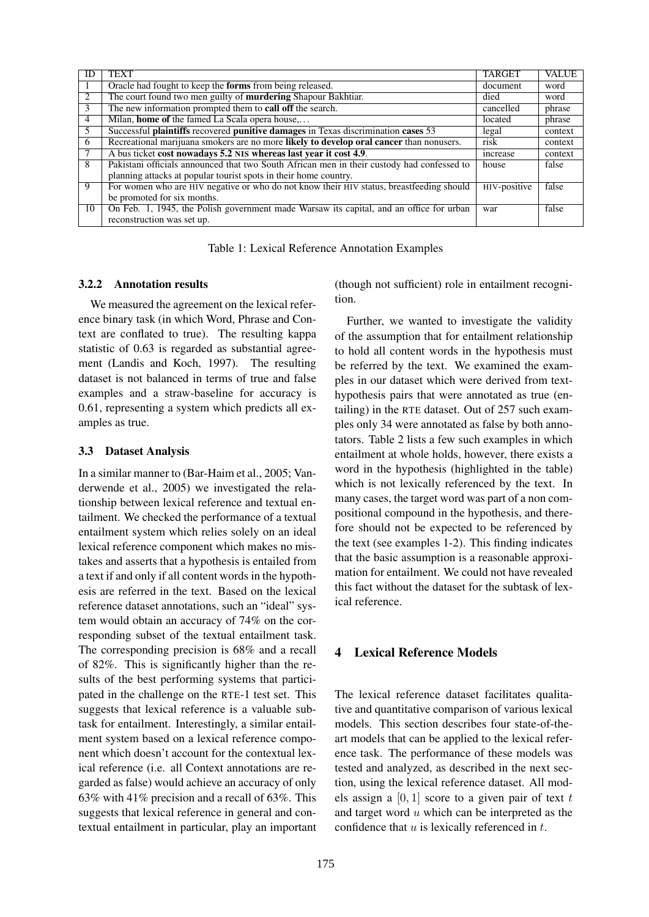| ID | TEXT | TARGET | VALUE |
|---|---|---|---|
| 1 | Oracle had fought to keep the **forms** from being released. | document | word |
| 2 | The court found two men guilty of **murdering** Shapour Bakhtiar. | died | word |
| 3 | The new information prompted them to **call off** the search. | cancelled | phrase |
| 4 | Milan, **home of** the famed La Scala opera house,... | located | phrase |
| 5 | Successful **plaintiffs** recovered **punitive damages** in Texas discrimination **cases** 53 | legal | context |
| 6 | Recreational marijuana smokers are no more **likely to develop oral cancer** than nonusers. | risk | context |
| 7 | A bus ticket **cost nowadays 5.2 NIS whereas last year it cost 4.9**. | increase | context |
| 8 | Pakistani officials announced that two South African men in their custody had confessed to planning attacks at popular tourist spots in their home country. | house | false |
| 9 | For women who are HIV negative or who do not know their HIV status, breastfeeding should be promoted for six months. | HIV-positive | false |
| 10 | On Feb. 1, 1945, the Polish government made Warsaw its capital, and an office for urban reconstruction was set up. | war | false |

Table 1: Lexical Reference Annotation Examples

#### 3.2.2 Annotation results

We measured the agreement on the lexical reference binary task (in which Word, Phrase and Context are conflated to true). The resulting kappa statistic of 0.63 is regarded as substantial agreement (Landis and Koch, 1997). The resulting dataset is not balanced in terms of true and false examples and a straw-baseline for accuracy is 0.61, representing a system which predicts all examples as true.

### 3.3 Dataset Analysis

In a similar manner to (Bar-Haim et al., 2005; Vanderwende et al., 2005) we investigated the relationship between lexical reference and textual entailment. We checked the performance of a textual entailment system which relies solely on an ideal lexical reference component which makes no mistakes and asserts that a hypothesis is entailed from a text if and only if all content words in the hypothesis are referred in the text. Based on the lexical reference dataset annotations, such an "ideal" system would obtain an accuracy of 74% on the corresponding subset of the textual entailment task. The corresponding precision is 68% and a recall of 82%. This is significantly higher than the results of the best performing systems that participated in the challenge on the RTE-1 test set. This suggests that lexical reference is a valuable subtask for entailment. Interestingly, a similar entailment system based on a lexical reference component which doesn't account for the contextual lexical reference (i.e. all Context annotations are regarded as false) would achieve an accuracy of only 63% with 41% precision and a recall of 63%. This suggests that lexical reference in general and contextual entailment in particular, play an important (though not sufficient) role in entailment recognition.

Further, we wanted to investigate the validity of the assumption that for entailment relationship to hold all content words in the hypothesis must be referred by the text. We examined the examples in our dataset which were derived from text-hypothesis pairs that were annotated as true (entailing) in the RTE dataset. Out of 257 such examples only 34 were annotated as false by both annotators. Table 2 lists a few such examples in which entailment at whole holds, however, there exists a word in the hypothesis (highlighted in the table) which is not lexically referenced by the text. In many cases, the target word was part of a non compositional compound in the hypothesis, and therefore should not be expected to be referenced by the text (see examples 1-2). This finding indicates that the basic assumption is a reasonable approximation for entailment. We could not have revealed this fact without the dataset for the subtask of lexical reference.

## 4 Lexical Reference Models

The lexical reference dataset facilitates qualitative and quantitative comparison of various lexical models. This section describes four state-of-the-art models that can be applied to the lexical reference task. The performance of these models was tested and analyzed, as described in the next section, using the lexical reference dataset. All models assign a $[0, 1]$ score to a given pair of text $t$ and target word $u$ which can be interpreted as the confidence that $u$ is lexically referenced in $t$.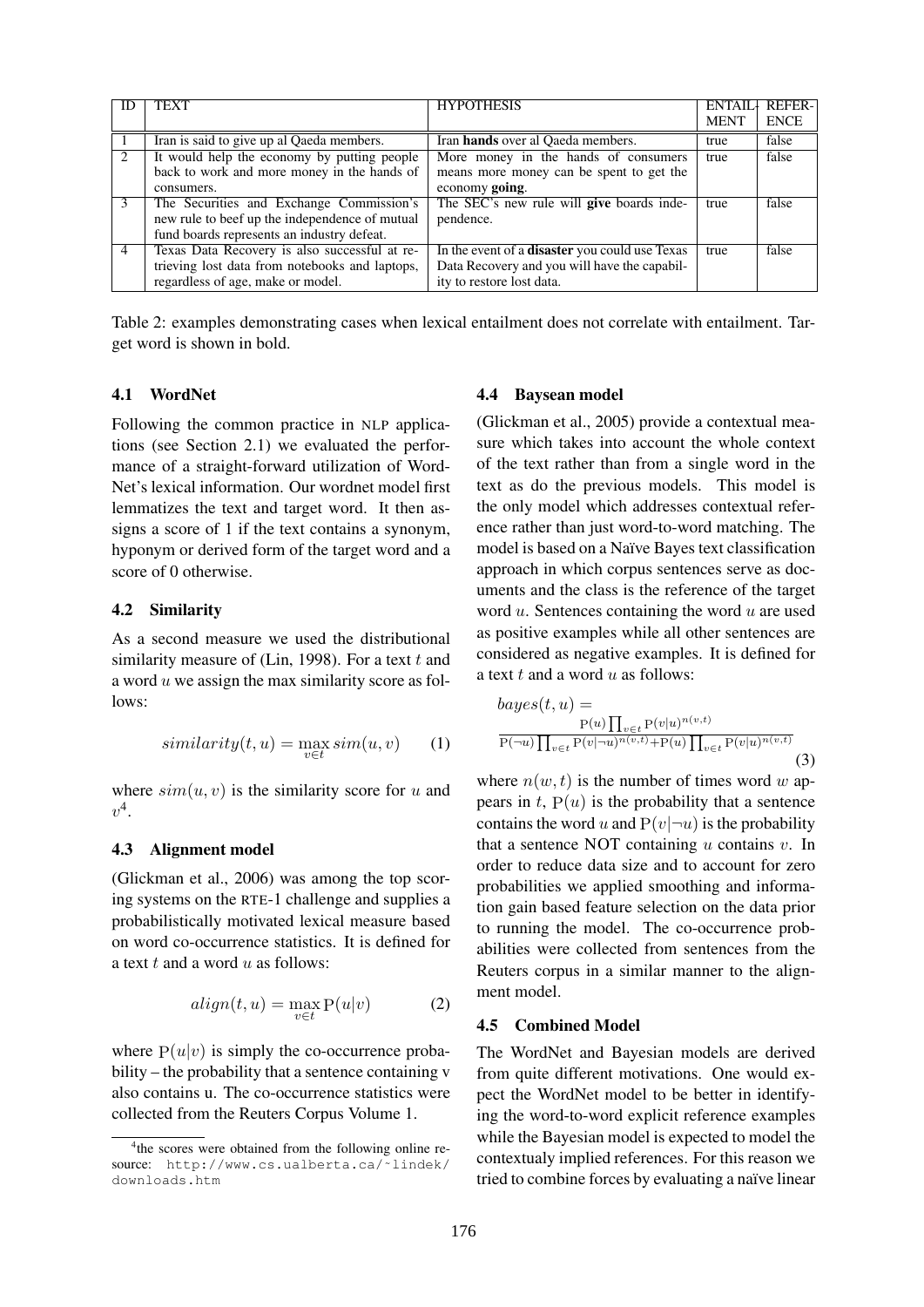| ID | TEXT | HYPOTHESIS | ENTAILMENT | REFERENCE |
|---|---|---|---|---|
| 1 | Iran is said to give up al Qaeda members. | Iran **hands** over al Qaeda members. | true | false |
| 2 | It would help the economy by putting people back to work and more money in the hands of consumers. | More money in the hands of consumers means more money can be spent to get the economy **going**. | true | false |
| 3 | The Securities and Exchange Commission's new rule to beef up the independence of mutual fund boards represents an industry defeat. | The SEC's new rule will **give** boards independence. | true | false |
| 4 | Texas Data Recovery is also successful at retrieving lost data from notebooks and laptops, regardless of age, make or model. | In the event of a **disaster** you could use Texas Data Recovery and you will have the capability to restore lost data. | true | false |

Table 2: examples demonstrating cases when lexical entailment does not correlate with entailment. Target word is shown in bold.

### 4.1 WordNet

Following the common practice in NLP applications (see Section 2.1) we evaluated the performance of a straight-forward utilization of WordNet's lexical information. Our wordnet model first lemmatizes the text and target word. It then assigns a score of 1 if the text contains a synonym, hyponym or derived form of the target word and a score of 0 otherwise.

### 4.2 Similarity

As a second measure we used the distributional similarity measure of (Lin, 1998). For a text $t$ and a word $u$ we assign the max similarity score as follows:

$$similarity(t, u) = \max_{v \in t} sim(u, v) \qquad (1)$$

where $sim(u, v)$ is the similarity score for $u$ and $v$[4].

### 4.3 Alignment model

(Glickman et al., 2006) was among the top scoring systems on the RTE-1 challenge and supplies a probabilistically motivated lexical measure based on word co-occurrence statistics. It is defined for a text $t$ and a word $u$ as follows:

$$align(t, u) = \max_{v \in t} \mathrm{P}(u|v) \qquad (2)$$

where $\mathrm{P}(u|v)$ is simply the co-occurrence probability – the probability that a sentence containing v also contains u. The co-occurrence statistics were collected from the Reuters Corpus Volume 1.

### 4.4 Baysean model

(Glickman et al., 2005) provide a contextual measure which takes into account the whole context of the text rather than from a single word in the text as do the previous models. This model is the only model which addresses contextual reference rather than just word-to-word matching. The model is based on a Naïve Bayes text classification approach in which corpus sentences serve as documents and the class is the reference of the target word $u$. Sentences containing the word $u$ are used as positive examples while all other sentences are considered as negative examples. It is defined for a text $t$ and a word $u$ as follows:

$$bayes(t, u) = \frac{\mathrm{P}(u) \prod_{v \in t} \mathrm{P}(v|u)^{n(v,t)}}{\mathrm{P}(\neg u) \prod_{v \in t} \mathrm{P}(v|\neg u)^{n(v,t)} + \mathrm{P}(u) \prod_{v \in t} \mathrm{P}(v|u)^{n(v,t)}} \qquad (3)$$

where $n(w, t)$ is the number of times word $w$ appears in $t$, $\mathrm{P}(u)$ is the probability that a sentence contains the word $u$ and $\mathrm{P}(v|\neg u)$ is the probability that a sentence NOT containing $u$ contains $v$. In order to reduce data size and to account for zero probabilities we applied smoothing and information gain based feature selection on the data prior to running the model. The co-occurrence probabilities were collected from sentences from the Reuters corpus in a similar manner to the alignment model.

### 4.5 Combined Model

The WordNet and Bayesian models are derived from quite different motivations. One would expect the WordNet model to be better in identifying the word-to-word explicit reference examples while the Bayesian model is expected to model the contextualy implied references. For this reason we tried to combine forces by evaluating a naïve linear

[4] the scores were obtained from the following online resource: `http://www.cs.ualberta.ca/~lindek/downloads.htm`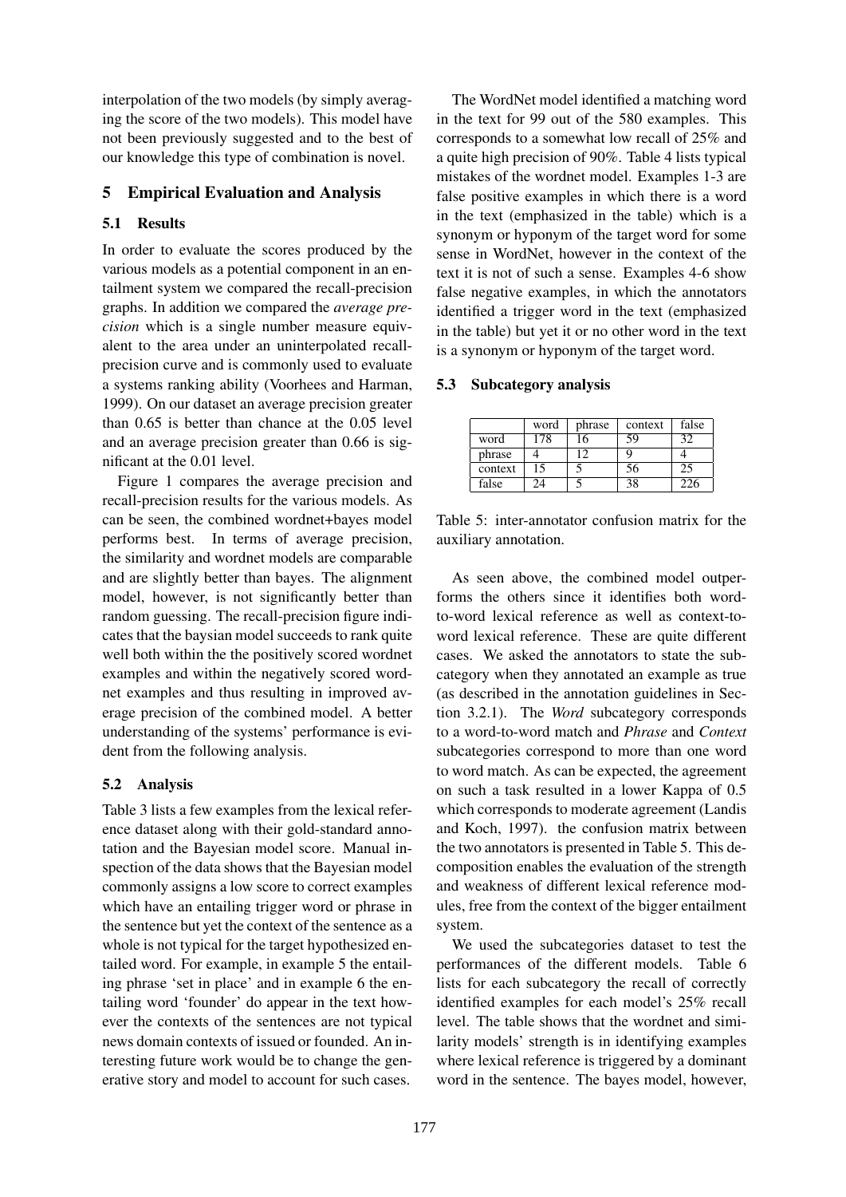interpolation of the two models (by simply averaging the score of the two models). This model have not been previously suggested and to the best of our knowledge this type of combination is novel.

## 5 Empirical Evaluation and Analysis

### 5.1 Results

In order to evaluate the scores produced by the various models as a potential component in an entailment system we compared the recall-precision graphs. In addition we compared the *average precision* which is a single number measure equivalent to the area under an uninterpolated recall-precision curve and is commonly used to evaluate a systems ranking ability (Voorhees and Harman, 1999). On our dataset an average precision greater than 0.65 is better than chance at the 0.05 level and an average precision greater than 0.66 is significant at the 0.01 level.

Figure 1 compares the average precision and recall-precision results for the various models. As can be seen, the combined wordnet+bayes model performs best. In terms of average precision, the similarity and wordnet models are comparable and are slightly better than bayes. The alignment model, however, is not significantly better than random guessing. The recall-precision figure indicates that the baysian model succeeds to rank quite well both within the the positively scored wordnet examples and within the negatively scored wordnet examples and thus resulting in improved average precision of the combined model. A better understanding of the systems' performance is evident from the following analysis.

### 5.2 Analysis

Table 3 lists a few examples from the lexical reference dataset along with their gold-standard annotation and the Bayesian model score. Manual inspection of the data shows that the Bayesian model commonly assigns a low score to correct examples which have an entailing trigger word or phrase in the sentence but yet the context of the sentence as a whole is not typical for the target hypothesized entailed word. For example, in example 5 the entailing phrase 'set in place' and in example 6 the entailing word 'founder' do appear in the text however the contexts of the sentences are not typical news domain contexts of issued or founded. An interesting future work would be to change the generative story and model to account for such cases.

The WordNet model identified a matching word in the text for 99 out of the 580 examples. This corresponds to a somewhat low recall of 25% and a quite high precision of 90%. Table 4 lists typical mistakes of the wordnet model. Examples 1-3 are false positive examples in which there is a word in the text (emphasized in the table) which is a synonym or hyponym of the target word for some sense in WordNet, however in the context of the text it is not of such a sense. Examples 4-6 show false negative examples, in which the annotators identified a trigger word in the text (emphasized in the table) but yet it or no other word in the text is a synonym or hyponym of the target word.

### 5.3 Subcategory analysis

| | word | phrase | context | false |
|---|---|---|---|---|
| word | 178 | 16 | 59 | 32 |
| phrase | 4 | 12 | 9 | 4 |
| context | 15 | 5 | 56 | 25 |
| false | 24 | 5 | 38 | 226 |

Table 5: inter-annotator confusion matrix for the auxiliary annotation.

As seen above, the combined model outperforms the others since it identifies both word-to-word lexical reference as well as context-to-word lexical reference. These are quite different cases. We asked the annotators to state the subcategory when they annotated an example as true (as described in the annotation guidelines in Section 3.2.1). The *Word* subcategory corresponds to a word-to-word match and *Phrase* and *Context* subcategories correspond to more than one word to word match. As can be expected, the agreement on such a task resulted in a lower Kappa of 0.5 which corresponds to moderate agreement (Landis and Koch, 1997). the confusion matrix between the two annotators is presented in Table 5. This decomposition enables the evaluation of the strength and weakness of different lexical reference modules, free from the context of the bigger entailment system.

We used the subcategories dataset to test the performances of the different models. Table 6 lists for each subcategory the recall of correctly identified examples for each model's 25% recall level. The table shows that the wordnet and similarity models' strength is in identifying examples where lexical reference is triggered by a dominant word in the sentence. The bayes model, however,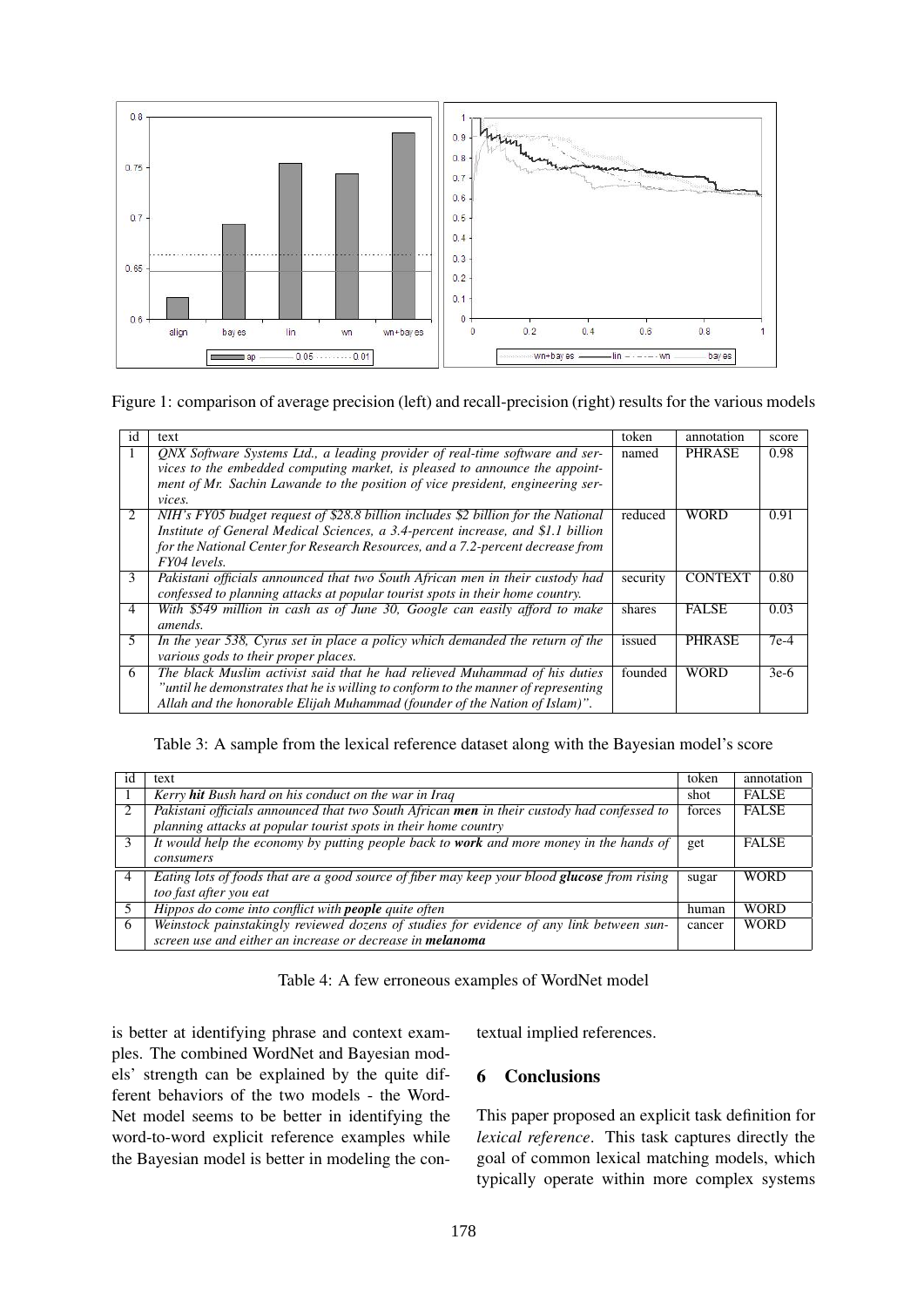Figure 1: comparison of average precision (left) and recall-precision (right) results for the various models

| id | text | token | annotation | score |
|---|---|---|---|---|
| 1 | *QNX Software Systems Ltd., a leading provider of real-time software and services to the embedded computing market, is pleased to announce the appointment of Mr. Sachin Lawande to the position of vice president, engineering services.* | named | PHRASE | 0.98 |
| 2 | *NIH's FY05 budget request of $28.8 billion includes $2 billion for the National Institute of General Medical Sciences, a 3.4-percent increase, and $1.1 billion for the National Center for Research Resources, and a 7.2-percent decrease from FY04 levels.* | reduced | WORD | 0.91 |
| 3 | *Pakistani officials announced that two South African men in their custody had confessed to planning attacks at popular tourist spots in their home country.* | security | CONTEXT | 0.80 |
| 4 | *With $549 million in cash as of June 30, Google can easily afford to make amends.* | shares | FALSE | 0.03 |
| 5 | *In the year 538, Cyrus set in place a policy which demanded the return of the various gods to their proper places.* | issued | PHRASE | 7e-4 |
| 6 | *The black Muslim activist said that he had relieved Muhammad of his duties "until he demonstrates that he is willing to conform to the manner of representing Allah and the honorable Elijah Muhammad (founder of the Nation of Islam)".* | founded | WORD | 3e-6 |

Table 3: A sample from the lexical reference dataset along with the Bayesian model's score

| id | text | token | annotation |
|---|---|---|---|
| 1 | *Kerry **hit** Bush hard on his conduct on the war in Iraq* | shot | FALSE |
| 2 | *Pakistani officials announced that two South African **men** in their custody had confessed to planning attacks at popular tourist spots in their home country* | forces | FALSE |
| 3 | *It would help the economy by putting people back to **work** and more money in the hands of consumers* | get | FALSE |
| 4 | *Eating lots of foods that are a good source of fiber may keep your blood **glucose** from rising too fast after you eat* | sugar | WORD |
| 5 | *Hippos do come into conflict with **people** quite often* | human | WORD |
| 6 | *Weinstock painstakingly reviewed dozens of studies for evidence of any link between sunscreen use and either an increase or decrease in **melanoma*** | cancer | WORD |

Table 4: A few erroneous examples of WordNet model

is better at identifying phrase and context examples. The combined WordNet and Bayesian models' strength can be explained by the quite different behaviors of the two models - the WordNet model seems to be better in identifying the word-to-word explicit reference examples while the Bayesian model is better in modeling the contextual implied references.

## 6 Conclusions

This paper proposed an explicit task definition for *lexical reference*. This task captures directly the goal of common lexical matching models, which typically operate within more complex systems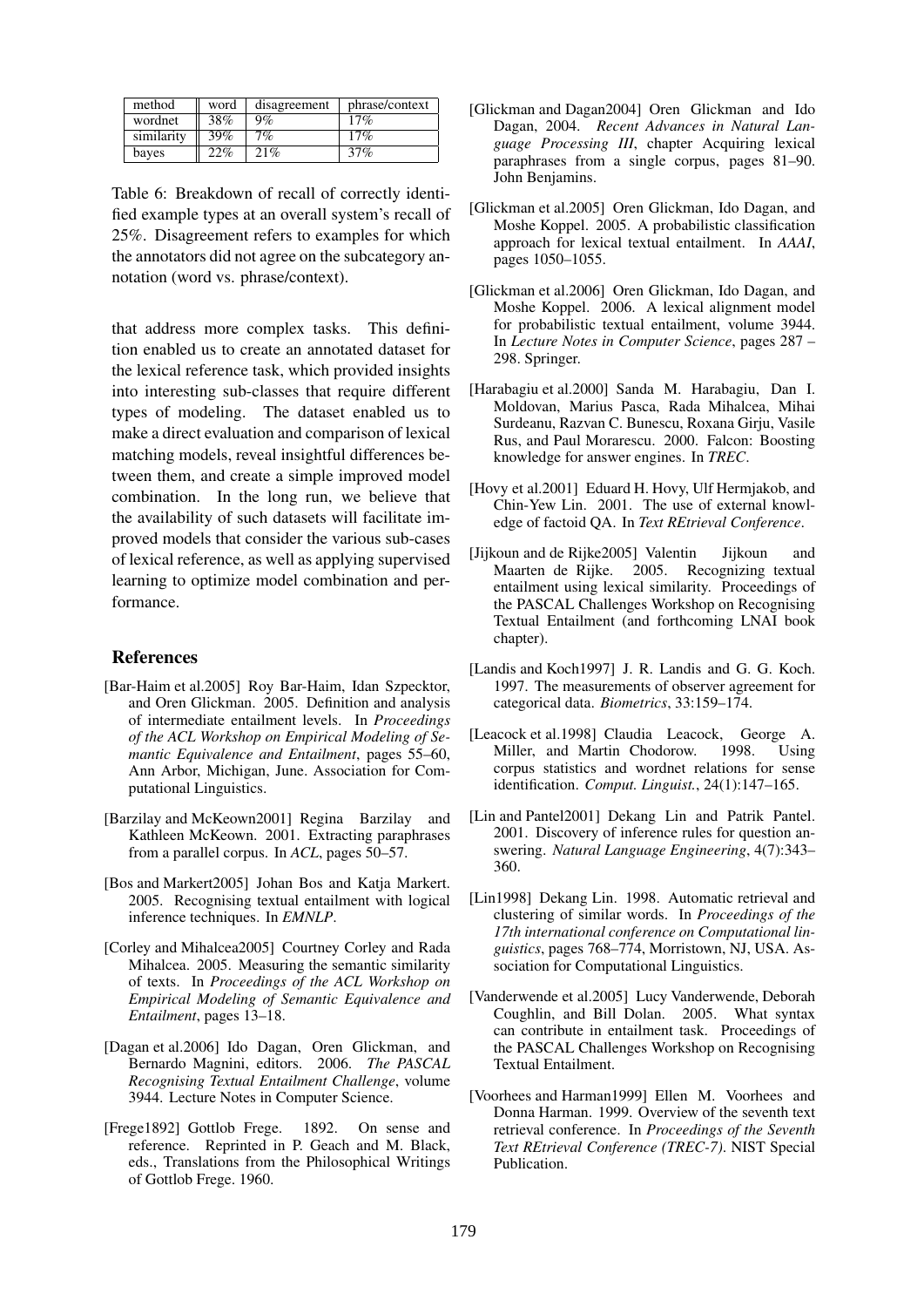| method | word | disagreement | phrase/context |
|---|---|---|---|
| wordnet | 38% | 9% | 17% |
| similarity | 39% | 7% | 17% |
| bayes | 22% | 21% | 37% |

Table 6: Breakdown of recall of correctly identified example types at an overall system's recall of 25%. Disagreement refers to examples for which the annotators did not agree on the subcategory annotation (word vs. phrase/context).

that address more complex tasks. This definition enabled us to create an annotated dataset for the lexical reference task, which provided insights into interesting sub-classes that require different types of modeling. The dataset enabled us to make a direct evaluation and comparison of lexical matching models, reveal insightful differences between them, and create a simple improved model combination. In the long run, we believe that the availability of such datasets will facilitate improved models that consider the various sub-cases of lexical reference, as well as applying supervised learning to optimize model combination and performance.

## References

[Bar-Haim et al.2005] Roy Bar-Haim, Idan Szpecktor, and Oren Glickman. 2005. Definition and analysis of intermediate entailment levels. In *Proceedings of the ACL Workshop on Empirical Modeling of Semantic Equivalence and Entailment*, pages 55–60, Ann Arbor, Michigan, June. Association for Computational Linguistics.

[Barzilay and McKeown2001] Regina Barzilay and Kathleen McKeown. 2001. Extracting paraphrases from a parallel corpus. In *ACL*, pages 50–57.

[Bos and Markert2005] Johan Bos and Katja Markert. 2005. Recognising textual entailment with logical inference techniques. In *EMNLP*.

[Corley and Mihalcea2005] Courtney Corley and Rada Mihalcea. 2005. Measuring the semantic similarity of texts. In *Proceedings of the ACL Workshop on Empirical Modeling of Semantic Equivalence and Entailment*, pages 13–18.

[Dagan et al.2006] Ido Dagan, Oren Glickman, and Bernardo Magnini, editors. 2006. *The PASCAL Recognising Textual Entailment Challenge*, volume 3944. Lecture Notes in Computer Science.

[Frege1892] Gottlob Frege. 1892. On sense and reference. Reprinted in P. Geach and M. Black, eds., Translations from the Philosophical Writings of Gottlob Frege. 1960.

[Glickman and Dagan2004] Oren Glickman and Ido Dagan, 2004. *Recent Advances in Natural Language Processing III*, chapter Acquiring lexical paraphrases from a single corpus, pages 81–90. John Benjamins.

[Glickman et al.2005] Oren Glickman, Ido Dagan, and Moshe Koppel. 2005. A probabilistic classification approach for lexical textual entailment. In *AAAI*, pages 1050–1055.

[Glickman et al.2006] Oren Glickman, Ido Dagan, and Moshe Koppel. 2006. A lexical alignment model for probabilistic textual entailment, volume 3944. In *Lecture Notes in Computer Science*, pages 287 – 298. Springer.

[Harabagiu et al.2000] Sanda M. Harabagiu, Dan I. Moldovan, Marius Pasca, Rada Mihalcea, Mihai Surdeanu, Razvan C. Bunescu, Roxana Girju, Vasile Rus, and Paul Morarescu. 2000. Falcon: Boosting knowledge for answer engines. In *TREC*.

[Hovy et al.2001] Eduard H. Hovy, Ulf Hermjakob, and Chin-Yew Lin. 2001. The use of external knowledge of factoid QA. In *Text REtrieval Conference*.

[Jijkoun and de Rijke2005] Valentin Jijkoun and Maarten de Rijke. 2005. Recognizing textual entailment using lexical similarity. Proceedings of the PASCAL Challenges Workshop on Recognising Textual Entailment (and forthcoming LNAI book chapter).

[Landis and Koch1997] J. R. Landis and G. G. Koch. 1997. The measurements of observer agreement for categorical data. *Biometrics*, 33:159–174.

[Leacock et al.1998] Claudia Leacock, George A. Miller, and Martin Chodorow. 1998. Using corpus statistics and wordnet relations for sense identification. *Comput. Linguist.*, 24(1):147–165.

[Lin and Pantel2001] Dekang Lin and Patrik Pantel. 2001. Discovery of inference rules for question answering. *Natural Language Engineering*, 4(7):343–360.

[Lin1998] Dekang Lin. 1998. Automatic retrieval and clustering of similar words. In *Proceedings of the 17th international conference on Computational linguistics*, pages 768–774, Morristown, NJ, USA. Association for Computational Linguistics.

[Vanderwende et al.2005] Lucy Vanderwende, Deborah Coughlin, and Bill Dolan. 2005. What syntax can contribute in entailment task. Proceedings of the PASCAL Challenges Workshop on Recognising Textual Entailment.

[Voorhees and Harman1999] Ellen M. Voorhees and Donna Harman. 1999. Overview of the seventh text retrieval conference. In *Proceedings of the Seventh Text REtrieval Conference (TREC-7)*. NIST Special Publication.